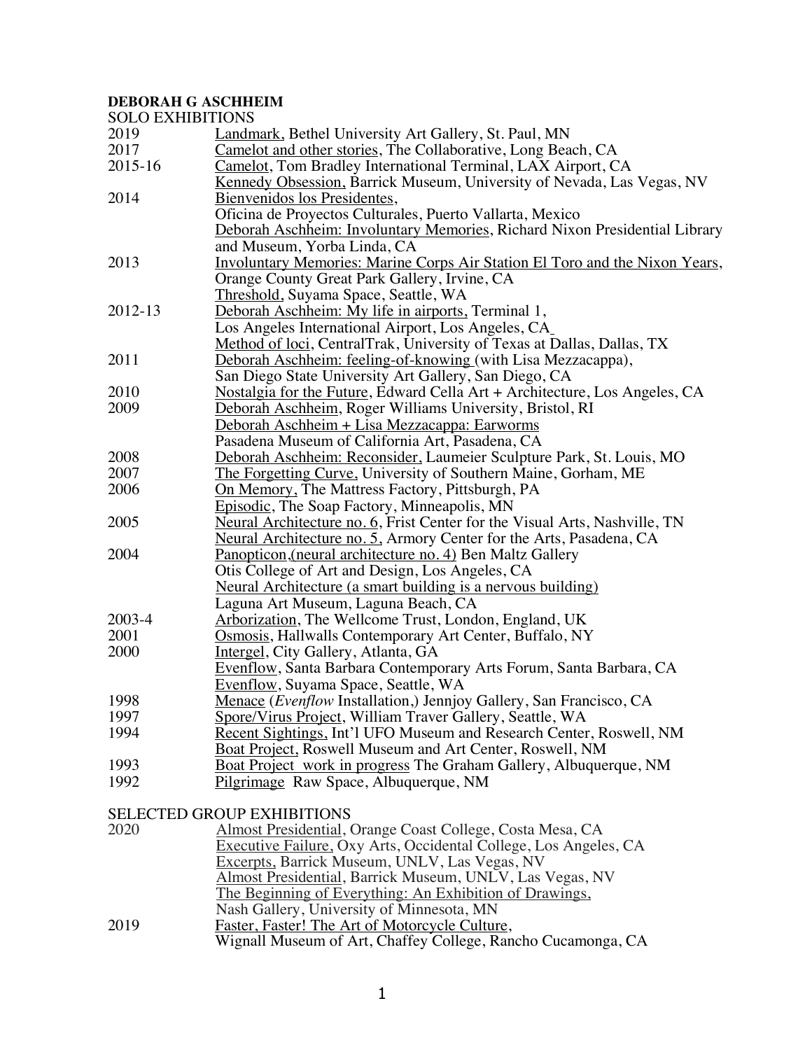**DEBORAH G ASCHHEIM**

SOLO EXHIBITIONS

| | |
|---|---|
| 2019 | Landmark, Bethel University Art Gallery, St. Paul, MN |
| 2017 | Camelot and other stories, The Collaborative, Long Beach, CA |
| 2015-16 | Camelot, Tom Bradley International Terminal, LAX Airport, CA |
| | Kennedy Obsession, Barrick Museum, University of Nevada, Las Vegas, NV |
| 2014 | Bienvenidos los Presidentes, Oficina de Proyectos Culturales, Puerto Vallarta, Mexico |
| | Deborah Aschheim: Involuntary Memories, Richard Nixon Presidential Library and Museum, Yorba Linda, CA |
| 2013 | Involuntary Memories: Marine Corps Air Station El Toro and the Nixon Years, Orange County Great Park Gallery, Irvine, CA |
| | Threshold, Suyama Space, Seattle, WA |
| 2012-13 | Deborah Aschheim: My life in airports, Terminal 1, Los Angeles International Airport, Los Angeles, CA |
| | Method of loci, CentralTrak, University of Texas at Dallas, Dallas, TX |
| 2011 | Deborah Aschheim: feeling-of-knowing (with Lisa Mezzacappa), San Diego State University Art Gallery, San Diego, CA |
| 2010 | Nostalgia for the Future, Edward Cella Art + Architecture, Los Angeles, CA |
| 2009 | Deborah Aschheim, Roger Williams University, Bristol, RI |
| | Deborah Aschheim + Lisa Mezzacappa: Earworms Pasadena Museum of California Art, Pasadena, CA |
| 2008 | Deborah Aschheim: Reconsider, Laumeier Sculpture Park, St. Louis, MO |
| 2007 | The Forgetting Curve, University of Southern Maine, Gorham, ME |
| 2006 | On Memory, The Mattress Factory, Pittsburgh, PA |
| | Episodic, The Soap Factory, Minneapolis, MN |
| 2005 | Neural Architecture no. 6, Frist Center for the Visual Arts, Nashville, TN |
| | Neural Architecture no. 5, Armory Center for the Arts, Pasadena, CA |
| 2004 | Panopticon,(neural architecture no. 4) Ben Maltz Gallery Otis College of Art and Design, Los Angeles, CA |
| | Neural Architecture (a smart building is a nervous building) Laguna Art Museum, Laguna Beach, CA |
| 2003-4 | Arborization, The Wellcome Trust, London, England, UK |
| 2001 | Osmosis, Hallwalls Contemporary Art Center, Buffalo, NY |
| 2000 | Intergel, City Gallery, Atlanta, GA |
| | Evenflow, Santa Barbara Contemporary Arts Forum, Santa Barbara, CA |
| | Evenflow, Suyama Space, Seattle, WA |
| 1998 | Menace (*Evenflow* Installation,) Jennjoy Gallery, San Francisco, CA |
| 1997 | Spore/Virus Project, William Traver Gallery, Seattle, WA |
| 1994 | Recent Sightings, Int'l UFO Museum and Research Center, Roswell, NM |
| | Boat Project, Roswell Museum and Art Center, Roswell, NM |
| 1993 | Boat Project work in progress The Graham Gallery, Albuquerque, NM |
| 1992 | Pilgrimage Raw Space, Albuquerque, NM |

SELECTED GROUP EXHIBITIONS

| | |
|---|---|
| 2020 | Almost Presidential, Orange Coast College, Costa Mesa, CA |
| | Executive Failure, Oxy Arts, Occidental College, Los Angeles, CA |
| | Excerpts, Barrick Museum, UNLV, Las Vegas, NV |
| | Almost Presidential, Barrick Museum, UNLV, Las Vegas, NV |
| | The Beginning of Everything: An Exhibition of Drawings, Nash Gallery, University of Minnesota, MN |
| 2019 | Faster, Faster! The Art of Motorcycle Culture, Wignall Museum of Art, Chaffey College, Rancho Cucamonga, CA |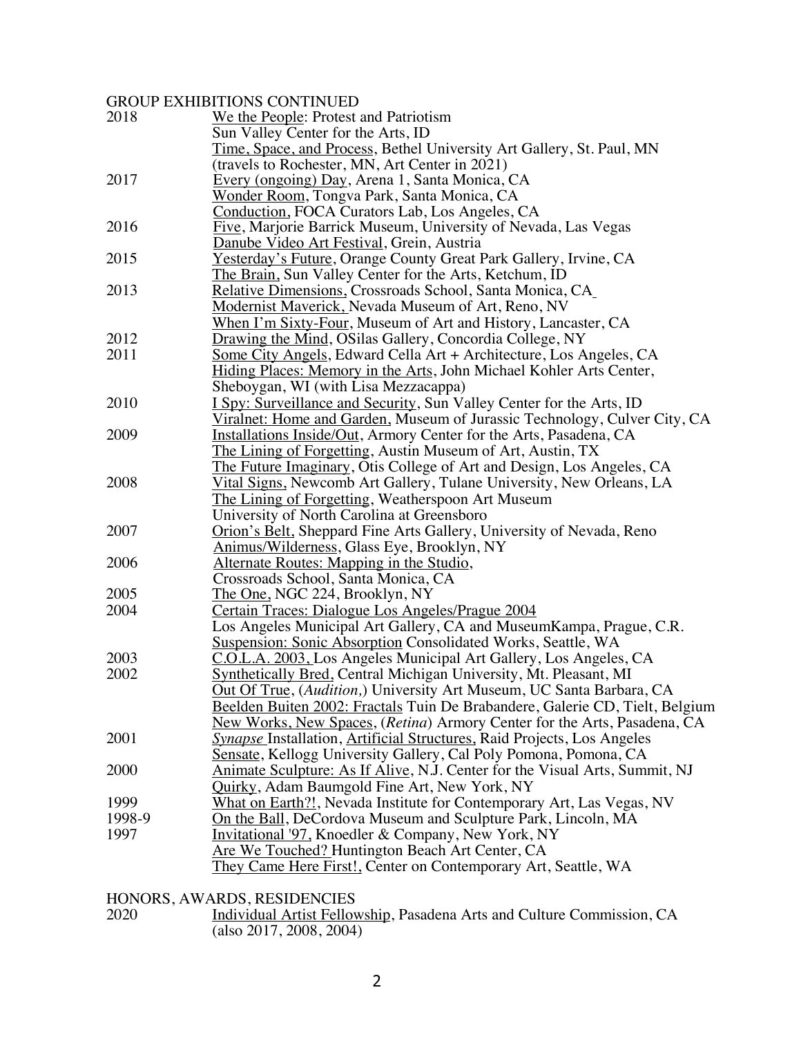## GROUP EXHIBITIONS CONTINUED

2018 We the People: Protest and Patriotism
Sun Valley Center for the Arts, ID
Time, Space, and Process, Bethel University Art Gallery, St. Paul, MN
(travels to Rochester, MN, Art Center in 2021)

2017 Every (ongoing) Day, Arena 1, Santa Monica, CA
Wonder Room, Tongva Park, Santa Monica, CA
Conduction, FOCA Curators Lab, Los Angeles, CA

2016 Five, Marjorie Barrick Museum, University of Nevada, Las Vegas
Danube Video Art Festival, Grein, Austria

2015 Yesterday's Future, Orange County Great Park Gallery, Irvine, CA
The Brain, Sun Valley Center for the Arts, Ketchum, ID

2013 Relative Dimensions, Crossroads School, Santa Monica, CA
Modernist Maverick, Nevada Museum of Art, Reno, NV
When I'm Sixty-Four, Museum of Art and History, Lancaster, CA

2012 Drawing the Mind, OSilas Gallery, Concordia College, NY

2011 Some City Angels, Edward Cella Art + Architecture, Los Angeles, CA
Hiding Places: Memory in the Arts, John Michael Kohler Arts Center, Sheboygan, WI (with Lisa Mezzacappa)

2010 I Spy: Surveillance and Security, Sun Valley Center for the Arts, ID
Viralnet: Home and Garden, Museum of Jurassic Technology, Culver City, CA

2009 Installations Inside/Out, Armory Center for the Arts, Pasadena, CA
The Lining of Forgetting, Austin Museum of Art, Austin, TX
The Future Imaginary, Otis College of Art and Design, Los Angeles, CA

2008 Vital Signs, Newcomb Art Gallery, Tulane University, New Orleans, LA
The Lining of Forgetting, Weatherspoon Art Museum
University of North Carolina at Greensboro

2007 Orion's Belt, Sheppard Fine Arts Gallery, University of Nevada, Reno
Animus/Wilderness, Glass Eye, Brooklyn, NY

2006 Alternate Routes: Mapping in the Studio,
Crossroads School, Santa Monica, CA

2005 The One, NGC 224, Brooklyn, NY

2004 Certain Traces: Dialogue Los Angeles/Prague 2004
Los Angeles Municipal Art Gallery, CA and MuseumKampa, Prague, C.R.
Suspension: Sonic Absorption Consolidated Works, Seattle, WA

2003 C.O.L.A. 2003, Los Angeles Municipal Art Gallery, Los Angeles, CA

2002 Synthetically Bred, Central Michigan University, Mt. Pleasant, MI
Out Of True, (*Audition,*) University Art Museum, UC Santa Barbara, CA
Beelden Buiten 2002: Fractals Tuin De Brabandere, Galerie CD, Tielt, Belgium
New Works, New Spaces, (*Retina*) Armory Center for the Arts, Pasadena, CA

2001 *Synapse* Installation, Artificial Structures, Raid Projects, Los Angeles
Sensate, Kellogg University Gallery, Cal Poly Pomona, Pomona, CA

2000 Animate Sculpture: As If Alive, N.J. Center for the Visual Arts, Summit, NJ
Quirky, Adam Baumgold Fine Art, New York, NY

1999 What on Earth?!, Nevada Institute for Contemporary Art, Las Vegas, NV

1998-9 On the Ball, DeCordova Museum and Sculpture Park, Lincoln, MA

1997 Invitational '97, Knoedler & Company, New York, NY
Are We Touched? Huntington Beach Art Center, CA
They Came Here First!, Center on Contemporary Art, Seattle, WA

## HONORS, AWARDS, RESIDENCIES

2020 Individual Artist Fellowship, Pasadena Arts and Culture Commission, CA
(also 2017, 2008, 2004)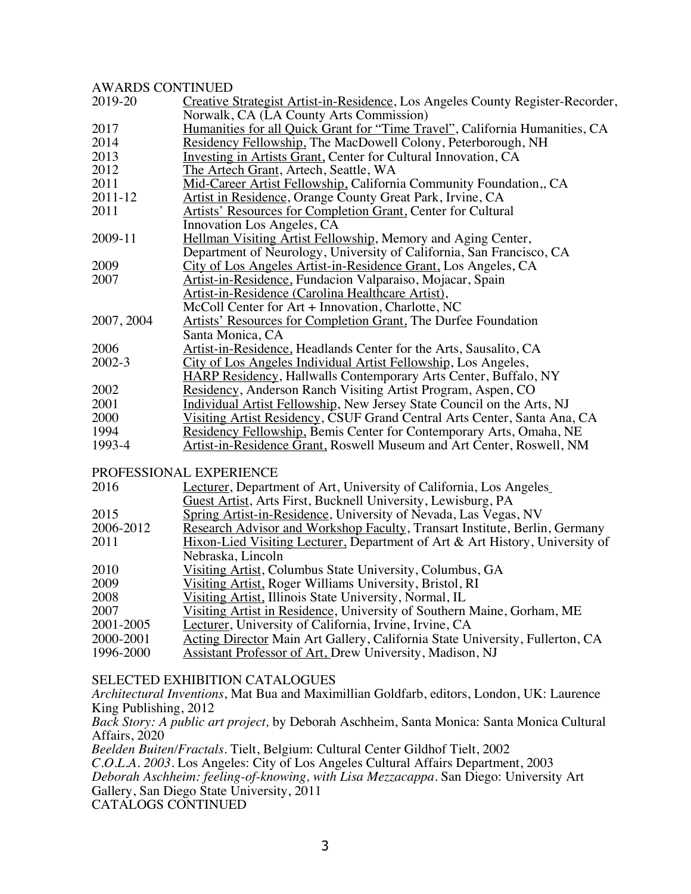## AWARDS CONTINUED

| | |
|---|---|
| 2019-20 | Creative Strategist Artist-in-Residence, Los Angeles County Register-Recorder, Norwalk, CA (LA County Arts Commission) |
| 2017 | Humanities for all Quick Grant for "Time Travel", California Humanities, CA |
| 2014 | Residency Fellowship, The MacDowell Colony, Peterborough, NH |
| 2013 | Investing in Artists Grant, Center for Cultural Innovation, CA |
| 2012 | The Artech Grant, Artech, Seattle, WA |
| 2011 | Mid-Career Artist Fellowship, California Community Foundation,, CA |
| 2011-12 | Artist in Residence, Orange County Great Park, Irvine, CA |
| 2011 | Artists' Resources for Completion Grant, Center for Cultural Innovation Los Angeles, CA |
| 2009-11 | Hellman Visiting Artist Fellowship, Memory and Aging Center, Department of Neurology, University of California, San Francisco, CA |
| 2009 | City of Los Angeles Artist-in-Residence Grant, Los Angeles, CA |
| 2007 | Artist-in-Residence, Fundacion Valparaiso, Mojacar, Spain |
| | Artist-in-Residence (Carolina Healthcare Artist), McColl Center for Art + Innovation, Charlotte, NC |
| 2007, 2004 | Artists' Resources for Completion Grant, The Durfee Foundation Santa Monica, CA |
| 2006 | Artist-in-Residence, Headlands Center for the Arts, Sausalito, CA |
| 2002-3 | City of Los Angeles Individual Artist Fellowship, Los Angeles, |
| | HARP Residency, Hallwalls Contemporary Arts Center, Buffalo, NY |
| 2002 | Residency, Anderson Ranch Visiting Artist Program, Aspen, CO |
| 2001 | Individual Artist Fellowship, New Jersey State Council on the Arts, NJ |
| 2000 | Visiting Artist Residency, CSUF Grand Central Arts Center, Santa Ana, CA |
| 1994 | Residency Fellowship, Bemis Center for Contemporary Arts, Omaha, NE |
| 1993-4 | Artist-in-Residence Grant, Roswell Museum and Art Center, Roswell, NM |

## PROFESSIONAL EXPERIENCE

| | |
|---|---|
| 2016 | Lecturer, Department of Art, University of California, Los Angeles |
| | Guest Artist, Arts First, Bucknell University, Lewisburg, PA |
| 2015 | Spring Artist-in-Residence, University of Nevada, Las Vegas, NV |
| 2006-2012 | Research Advisor and Workshop Faculty, Transart Institute, Berlin, Germany |
| 2011 | Hixon-Lied Visiting Lecturer, Department of Art & Art History, University of Nebraska, Lincoln |
| 2010 | Visiting Artist, Columbus State University, Columbus, GA |
| 2009 | Visiting Artist, Roger Williams University, Bristol, RI |
| 2008 | Visiting Artist, Illinois State University, Normal, IL |
| 2007 | Visiting Artist in Residence, University of Southern Maine, Gorham, ME |
| 2001-2005 | Lecturer, University of California, Irvine, Irvine, CA |
| 2000-2001 | Acting Director Main Art Gallery, California State University, Fullerton, CA |
| 1996-2000 | Assistant Professor of Art, Drew University, Madison, NJ |

## SELECTED EXHIBITION CATALOGUES

*Architectural Inventions*, Mat Bua and Maximillian Goldfarb, editors, London, UK: Laurence King Publishing, 2012

*Back Story: A public art project,* by Deborah Aschheim, Santa Monica: Santa Monica Cultural Affairs, 2020

*Beelden Buiten/Fractals*. Tielt, Belgium: Cultural Center Gildhof Tielt, 2002

*C.O.L.A. 2003*. Los Angeles: City of Los Angeles Cultural Affairs Department, 2003

*Deborah Aschheim: feeling-of-knowing, with Lisa Mezzacappa*. San Diego: University Art Gallery, San Diego State University, 2011

CATALOGS CONTINUED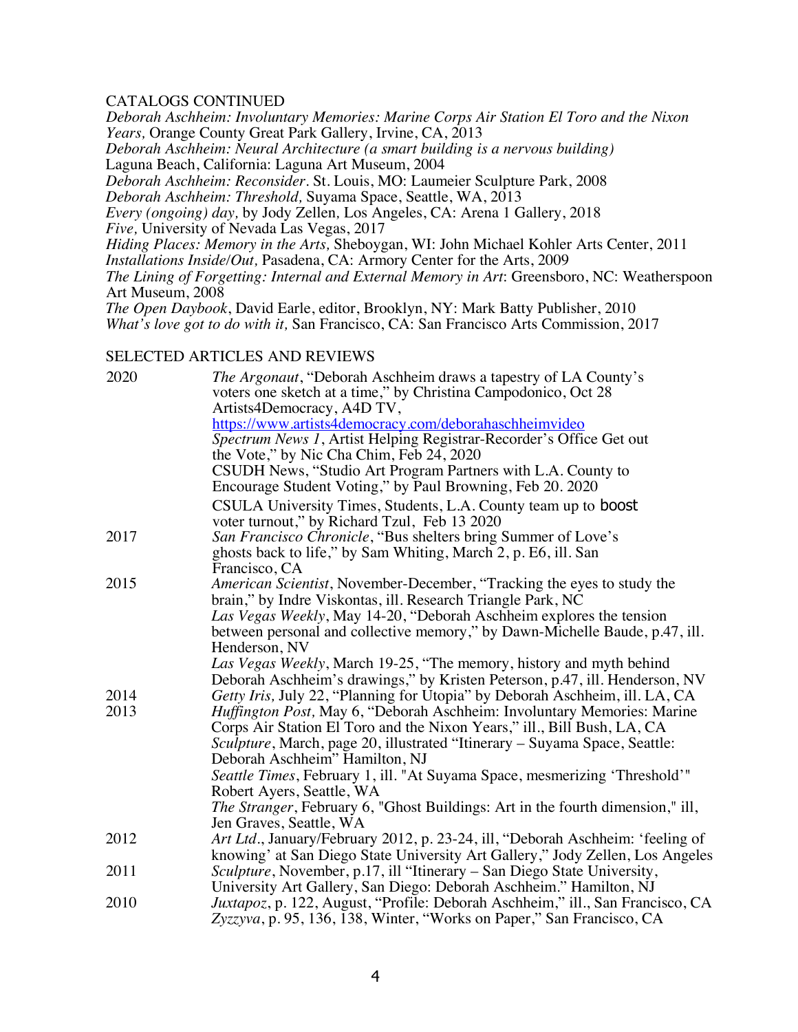CATALOGS CONTINUED

*Deborah Aschheim: Involuntary Memories: Marine Corps Air Station El Toro and the Nixon Years,* Orange County Great Park Gallery, Irvine, CA, 2013

*Deborah Aschheim: Neural Architecture (a smart building is a nervous building)* Laguna Beach, California: Laguna Art Museum, 2004

*Deborah Aschheim: Reconsider*. St. Louis, MO: Laumeier Sculpture Park, 2008

*Deborah Aschheim: Threshold,* Suyama Space, Seattle, WA, 2013

*Every (ongoing) day,* by Jody Zellen*,* Los Angeles, CA: Arena 1 Gallery, 2018

*Five,* University of Nevada Las Vegas, 2017

*Hiding Places: Memory in the Arts,* Sheboygan, WI: John Michael Kohler Arts Center, 2011

*Installations Inside/Out,* Pasadena, CA: Armory Center for the Arts, 2009

*The Lining of Forgetting: Internal and External Memory in Art*: Greensboro, NC: Weatherspoon Art Museum, 2008

*The Open Daybook*, David Earle, editor, Brooklyn, NY: Mark Batty Publisher, 2010

*What's love got to do with it,* San Francisco, CA: San Francisco Arts Commission, 2017

SELECTED ARTICLES AND REVIEWS

| | |
|---|---|
| 2020 | *The Argonaut*, "Deborah Aschheim draws a tapestry of LA County's voters one sketch at a time," by Christina Campodonico, Oct 28 |
| | Artists4Democracy, A4D TV, https://www.artists4democracy.com/deborahaschheimvideo |
| | *Spectrum News 1*, Artist Helping Registrar-Recorder's Office Get out the Vote," by Nic Cha Chim, Feb 24, 2020 |
| | CSUDH News, "Studio Art Program Partners with L.A. County to Encourage Student Voting," by Paul Browning, Feb 20. 2020 |
| | CSULA University Times, Students, L.A. County team up to boost voter turnout," by Richard Tzul, Feb 13 2020 |
| 2017 | *San Francisco Chronicle*, "Bus shelters bring Summer of Love's ghosts back to life," by Sam Whiting, March 2, p. E6, ill. San Francisco, CA |
| 2015 | *American Scientist*, November-December, "Tracking the eyes to study the brain," by Indre Viskontas, ill. Research Triangle Park, NC |
| | *Las Vegas Weekly*, May 14-20, "Deborah Aschheim explores the tension between personal and collective memory," by Dawn-Michelle Baude, p.47, ill. Henderson, NV |
| | *Las Vegas Weekly*, March 19-25, "The memory, history and myth behind Deborah Aschheim's drawings," by Kristen Peterson, p.47, ill. Henderson, NV |
| 2014 | *Getty Iris,* July 22, "Planning for Utopia" by Deborah Aschheim, ill. LA, CA |
| 2013 | *Huffington Post,* May 6, "Deborah Aschheim: Involuntary Memories: Marine Corps Air Station El Toro and the Nixon Years," ill., Bill Bush, LA, CA |
| | *Sculpture*, March, page 20, illustrated "Itinerary – Suyama Space, Seattle: Deborah Aschheim" Hamilton, NJ |
| | *Seattle Times*, February 1, ill. "At Suyama Space, mesmerizing 'Threshold'" Robert Ayers, Seattle, WA |
| | *The Stranger*, February 6, "Ghost Buildings: Art in the fourth dimension," ill, Jen Graves, Seattle, WA |
| 2012 | *Art Ltd*., January/February 2012, p. 23-24, ill, "Deborah Aschheim: 'feeling of knowing' at San Diego State University Art Gallery," Jody Zellen, Los Angeles |
| 2011 | *Sculpture*, November, p.17, ill "Itinerary – San Diego State University, University Art Gallery, San Diego: Deborah Aschheim." Hamilton, NJ |
| 2010 | *Juxtapoz*, p. 122, August, "Profile: Deborah Aschheim," ill., San Francisco, CA |
| | *Zyzzyva*, p. 95, 136, 138, Winter, "Works on Paper," San Francisco, CA |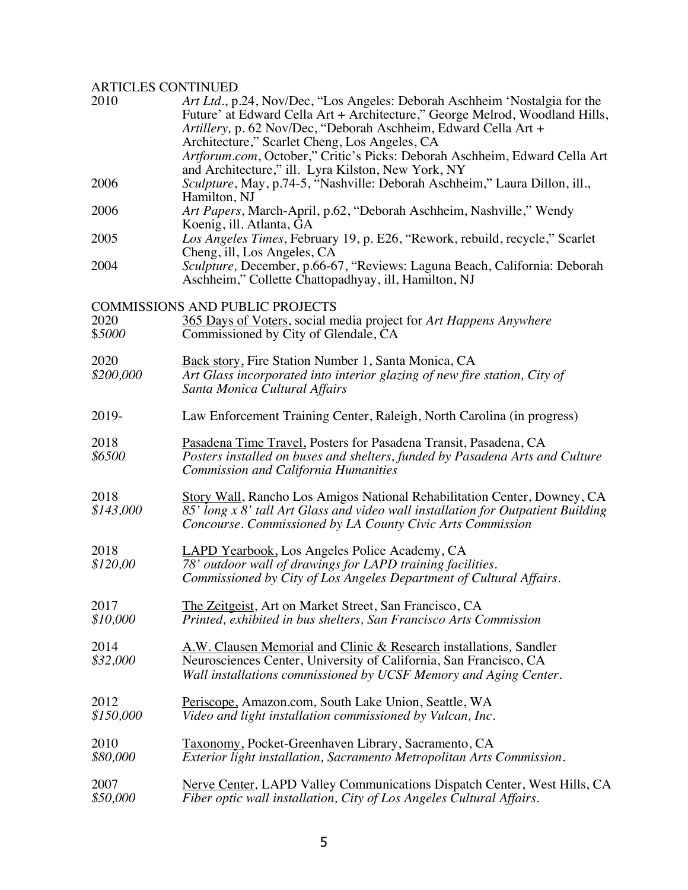## ARTICLES CONTINUED

| | |
|---|---|
| 2010 | *Art Ltd*., p.24, Nov/Dec, "Los Angeles: Deborah Aschheim 'Nostalgia for the Future' at Edward Cella Art + Architecture," George Melrod, Woodland Hills, *Artillery,* p. 62 Nov/Dec, "Deborah Aschheim, Edward Cella Art + Architecture," Scarlet Cheng, Los Angeles, CA *Artforum.com*, October," Critic's Picks: Deborah Aschheim, Edward Cella Art and Architecture," ill. Lyra Kilston, New York, NY |
| 2006 | *Sculpture*, May, p.74-5, "Nashville: Deborah Aschheim," Laura Dillon, ill., Hamilton, NJ |
| 2006 | *Art Papers*, March-April, p.62, "Deborah Aschheim, Nashville," Wendy Koenig, ill. Atlanta, GA |
| 2005 | *Los Angeles Times*, February 19, p. E26, "Rework, rebuild, recycle," Scarlet Cheng, ill, Los Angeles, CA |
| 2004 | *Sculpture,* December, p.66-67, "Reviews: Laguna Beach, California: Deborah Aschheim," Collette Chattopadhyay, ill, Hamilton, NJ |

## COMMISSIONS AND PUBLIC PROJECTS

| | |
|---|---|
| 2020<br>$*5000* | 365 Days of Voters, social media project for *Art Happens Anywhere*<br>Commissioned by City of Glendale, CA |
| 2020<br>*$200,000* | Back story, Fire Station Number 1, Santa Monica, CA<br>*Art Glass incorporated into interior glazing of new fire station, City of Santa Monica Cultural Affairs* |
| 2019- | Law Enforcement Training Center, Raleigh, North Carolina (in progress) |
| 2018<br>*$6500* | Pasadena Time Travel, Posters for Pasadena Transit, Pasadena, CA<br>*Posters installed on buses and shelters, funded by Pasadena Arts and Culture Commission and California Humanities* |
| 2018<br>*$143,000* | Story Wall, Rancho Los Amigos National Rehabilitation Center, Downey, CA<br>*85' long x 8' tall Art Glass and video wall installation for Outpatient Building Concourse. Commissioned by LA County Civic Arts Commission* |
| 2018<br>*$120,00* | LAPD Yearbook, Los Angeles Police Academy, CA<br>*78' outdoor wall of drawings for LAPD training facilities. Commissioned by City of Los Angeles Department of Cultural Affairs.* |
| 2017<br>*$10,000* | The Zeitgeist, Art on Market Street, San Francisco, CA<br>*Printed, exhibited in bus shelters, San Francisco Arts Commission* |
| 2014<br>*$32,000* | A.W. Clausen Memorial and Clinic & Research installations, Sandler Neurosciences Center, University of California, San Francisco, CA<br>*Wall installations commissioned by UCSF Memory and Aging Center.* |
| 2012<br>*$150,000* | Periscope, Amazon.com, South Lake Union, Seattle, WA<br>*Video and light installation commissioned by Vulcan, Inc.* |
| 2010<br>*$80,000* | Taxonomy, Pocket-Greenhaven Library, Sacramento, CA<br>*Exterior light installation, Sacramento Metropolitan Arts Commission.* |
| 2007<br>*$50,000* | Nerve Center, LAPD Valley Communications Dispatch Center, West Hills, CA<br>*Fiber optic wall installation, City of Los Angeles Cultural Affairs.* |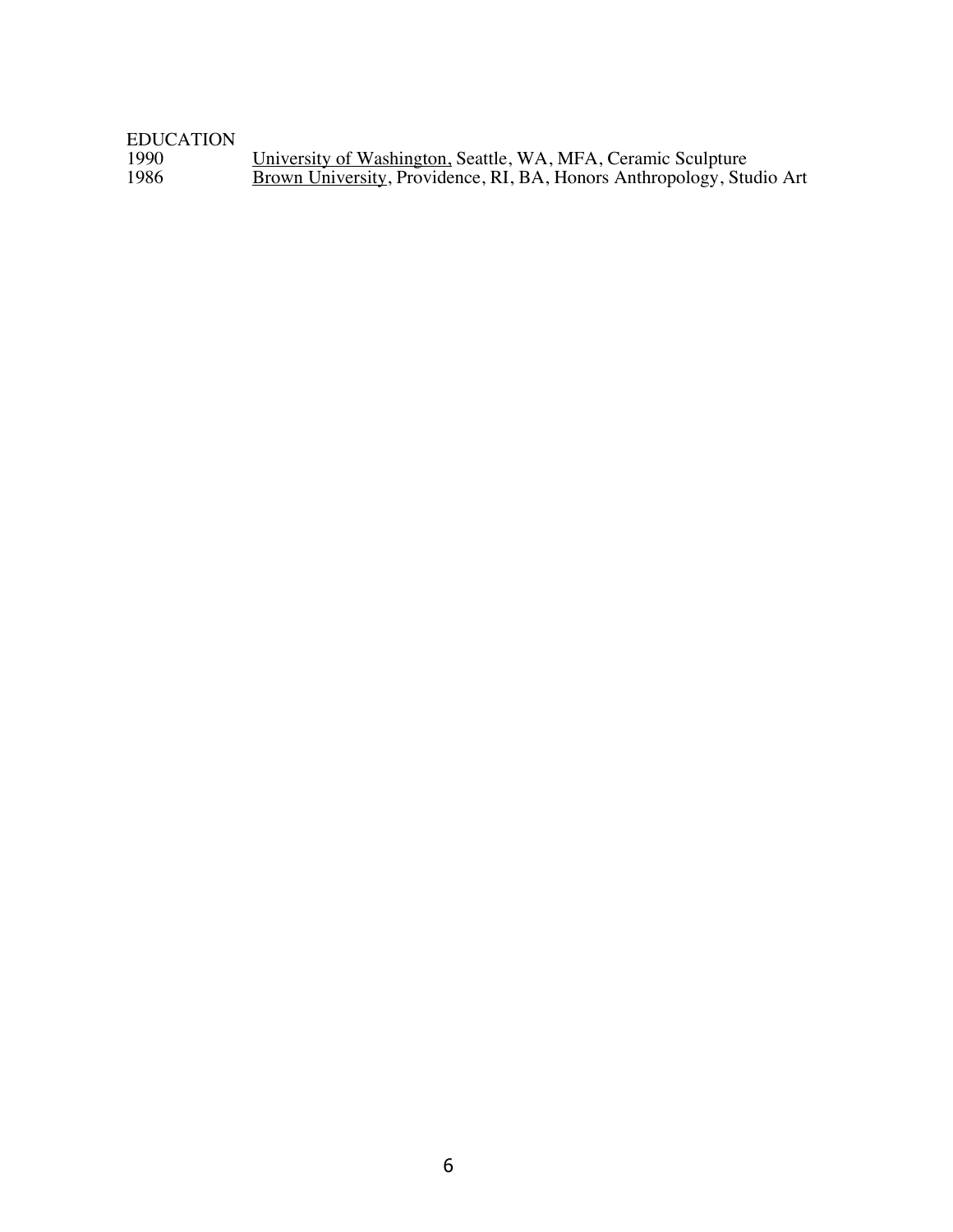EDUCATION

| | |
|---|---|
| 1990 | <u>University of Washington,</u> Seattle, WA, MFA, Ceramic Sculpture |
| 1986 | <u>Brown University</u>, Providence, RI, BA, Honors Anthropology, Studio Art |